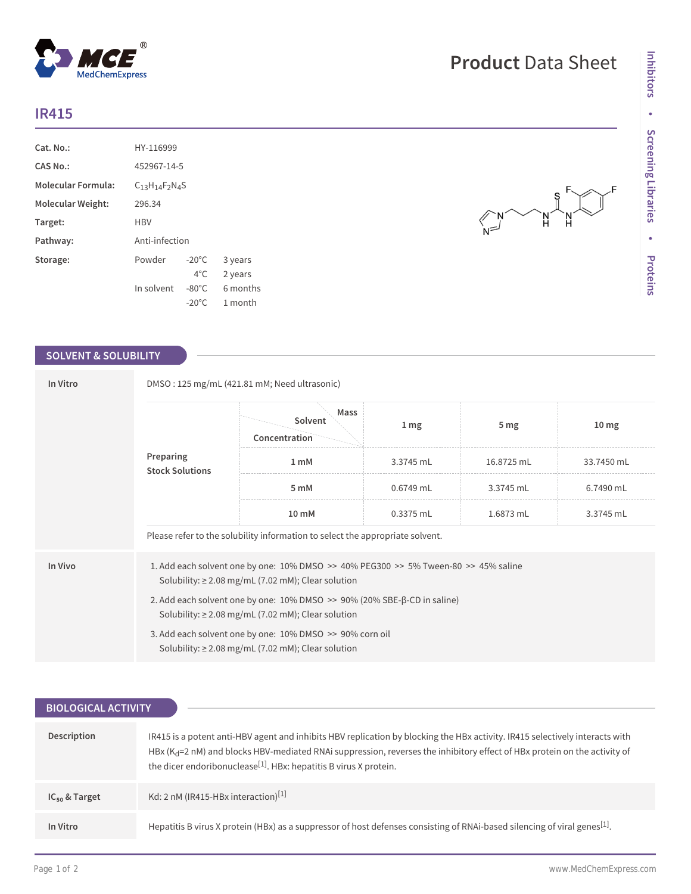# Product Data Sheet

## IR415

| | | | |
|---|---|---|---|
| **Cat. No.:** | HY-116999 | | |
| **CAS No.:** | 452967-14-5 | | |
| **Molecular Formula:** | $C_{13}H_{14}F_2N_4S$ | | |
| **Molecular Weight:** | 296.34 | | |
| **Target:** | HBV | | |
| **Pathway:** | Anti-infection | | |
| **Storage:** | Powder | -20°C | 3 years |
| | | 4°C | 2 years |
| | In solvent | -80°C | 6 months |
| | | -20°C | 1 month |

## SOLVENT & SOLUBILITY

**In Vitro**

DMSO : 125 mg/mL (421.81 mM; Need ultrasonic)

**Preparing Stock Solutions**

| Concentration \ Solvent \ Mass | 1 mg | 5 mg | 10 mg |
|---|---|---|---|
| 1 mM | 3.3745 mL | 16.8725 mL | 33.7450 mL |
| 5 mM | 0.6749 mL | 3.3745 mL | 6.7490 mL |
| 10 mM | 0.3375 mL | 1.6873 mL | 3.3745 mL |

Please refer to the solubility information to select the appropriate solvent.

**In Vivo**

1. Add each solvent one by one: 10% DMSO >> 40% PEG300 >> 5% Tween-80 >> 45% saline
   Solubility: ≥ 2.08 mg/mL (7.02 mM); Clear solution
2. Add each solvent one by one: 10% DMSO >> 90% (20% SBE-β-CD in saline)
   Solubility: ≥ 2.08 mg/mL (7.02 mM); Clear solution
3. Add each solvent one by one: 10% DMSO >> 90% corn oil
   Solubility: ≥ 2.08 mg/mL (7.02 mM); Clear solution

## BIOLOGICAL ACTIVITY

**Description**

IR415 is a potent anti-HBV agent and inhibits HBV replication by blocking the HBx activity. IR415 selectively interacts with HBx ($K_d$=2 nM) and blocks HBV-mediated RNAi suppression, reverses the inhibitory effect of HBx protein on the activity of the dicer endoribonuclease[1]. HBx: hepatitis B virus X protein.

**$IC_{50}$ & Target**

Kd: 2 nM (IR415-HBx interaction)[1]

**In Vitro**

Hepatitis B virus X protein (HBx) as a suppressor of host defenses consisting of RNAi-based silencing of viral genes[1].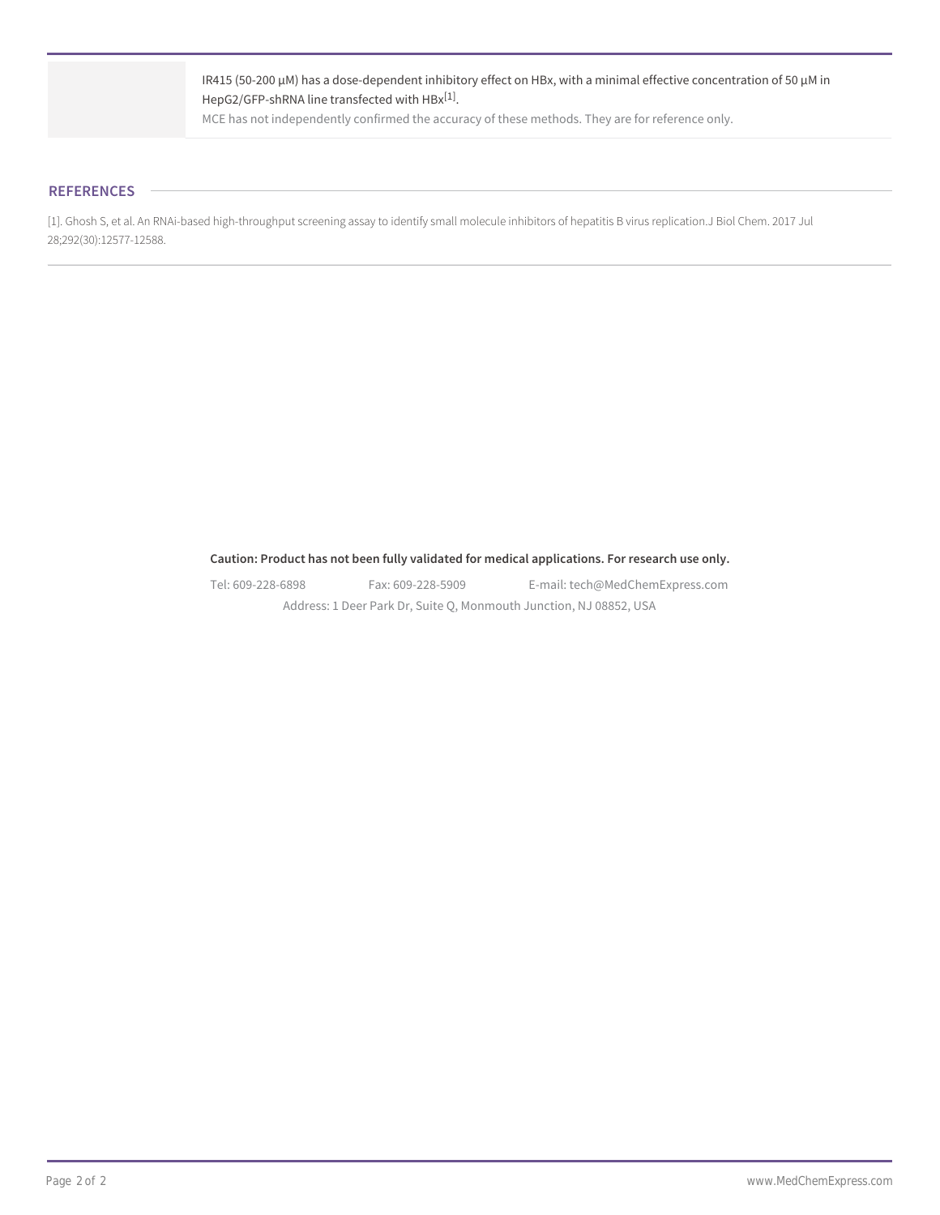IR415 (50-200 μM) has a dose-dependent inhibitory effect on HBx, with a minimal effective concentration of 50 μM in HepG2/GFP-shRNA line transfected with HBx[1].

MCE has not independently confirmed the accuracy of these methods. They are for reference only.

## REFERENCES

[1]. Ghosh S, et al. An RNAi-based high-throughput screening assay to identify small molecule inhibitors of hepatitis B virus replication.J Biol Chem. 2017 Jul 28;292(30):12577-12588.

**Caution: Product has not been fully validated for medical applications. For research use only.**

Tel: 609-228-6898 Fax: 609-228-5909 E-mail: tech@MedChemExpress.com

Address: 1 Deer Park Dr, Suite Q, Monmouth Junction, NJ 08852, USA